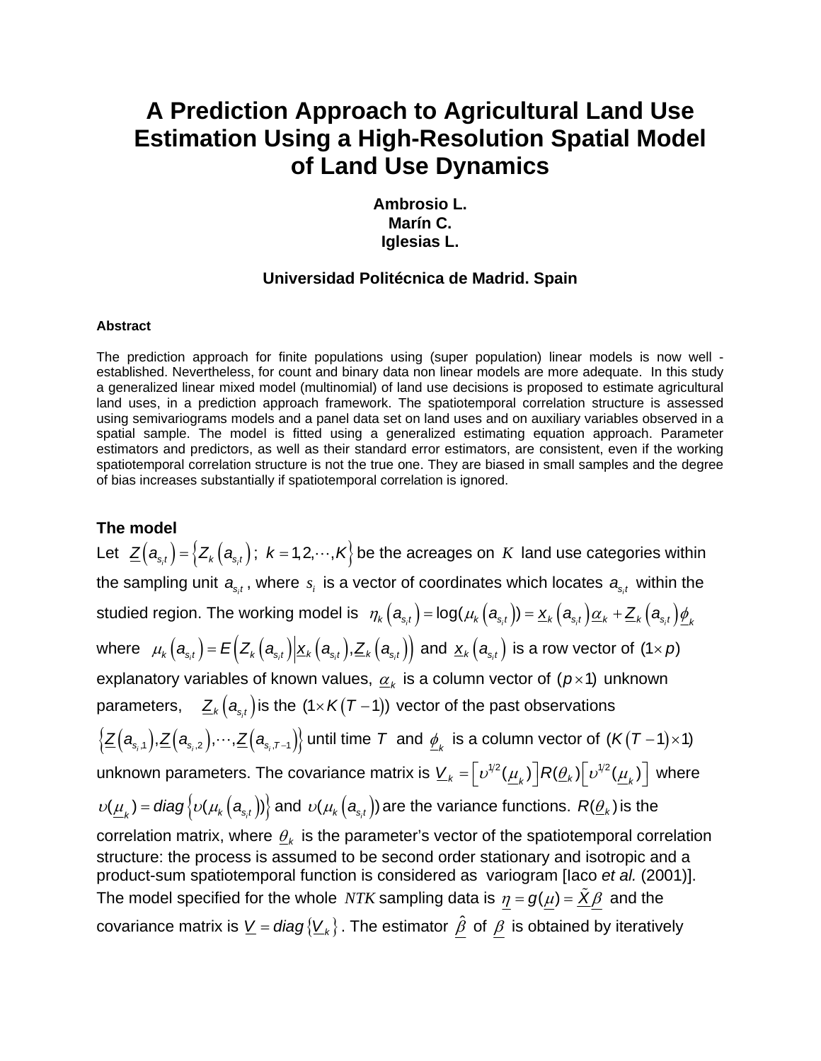# A Prediction Approach to Agricultural Land Use Estimation Using a High-Resolution Spatial Model of Land Use Dynamics

**Ambrosio L.**
**Marín C.**
**Iglesias L.**

**Universidad Politécnica de Madrid. Spain**

#### Abstract

The prediction approach for finite populations using (super population) linear models is now well - established. Nevertheless, for count and binary data non linear models are more adequate. In this study a generalized linear mixed model (multinomial) of land use decisions is proposed to estimate agricultural land uses, in a prediction approach framework. The spatiotemporal correlation structure is assessed using semivariograms models and a panel data set on land uses and on auxiliary variables observed in a spatial sample. The model is fitted using a generalized estimating equation approach. Parameter estimators and predictors, as well as their standard error estimators, are consistent, even if the working spatiotemporal correlation structure is not the true one. They are biased in small samples and the degree of bias increases substantially if spatiotemporal correlation is ignored.

### The model

Let $\underline{Z}\left(a_{s_i t}\right)=\left\{Z_k\left(a_{s_i t}\right);\ k=1,2,\cdots,K\right\}$ be the acreages on $K$ land use categories within the sampling unit $a_{s_i t}$, where $s_i$ is a vector of coordinates which locates $a_{s_i t}$ within the studied region. The working model is $\eta_k\left(a_{s_i t}\right)=\log(\mu_k\left(a_{s_i t}\right))=\underline{x}_k\left(a_{s_i t}\right)\underline{\alpha}_k+\underline{Z}_k\left(a_{s_i t}\right)\underline{\phi}_k$ where $\mu_k\left(a_{s_i t}\right)=E\left(Z_k\left(a_{s_i t}\right)\middle|\underline{x}_k\left(a_{s_i t}\right),\underline{Z}_k\left(a_{s_i t}\right)\right)$ and $\underline{x}_k\left(a_{s_i t}\right)$ is a row vector of $(1\times p)$ explanatory variables of known values, $\underline{\alpha}_k$ is a column vector of $(p\times 1)$ unknown parameters, $\underline{Z}_k\left(a_{s_i t}\right)$ is the $(1\times K(T-1))$ vector of the past observations $\left\{\underline{Z}\left(a_{s_i,1}\right),\underline{Z}\left(a_{s_i,2}\right),\cdots,\underline{Z}\left(a_{s_i,T-1}\right)\right\}$ until time $T$ and $\underline{\phi}_k$ is a column vector of $(K(T-1)\times 1)$ unknown parameters. The covariance matrix is $\underline{V}_k=\left[\upsilon^{1/2}(\underline{\mu}_k)\right]R(\underline{\theta}_k)\left[\upsilon^{1/2}(\underline{\mu}_k)\right]$ where $\upsilon(\underline{\mu}_k)=diag\left\{\upsilon(\mu_k\left(a_{s_i t}\right))\right\}$ and $\upsilon(\mu_k\left(a_{s_i t}\right))$ are the variance functions. $R(\underline{\theta}_k)$ is the correlation matrix, where $\underline{\theta}_k$ is the parameter's vector of the spatiotemporal correlation structure: the process is assumed to be second order stationary and isotropic and a product-sum spatiotemporal function is considered as variogram [Iaco *et al.* (2001)]. The model specified for the whole $NTK$ sampling data is $\underline{\eta}=g(\underline{\mu})=\underline{\tilde{X}}\underline{\beta}$ and the covariance matrix is $\underline{V}=diag\left\{\underline{V}_k\right\}$. The estimator $\underline{\hat{\beta}}$ of $\underline{\beta}$ is obtained by iteratively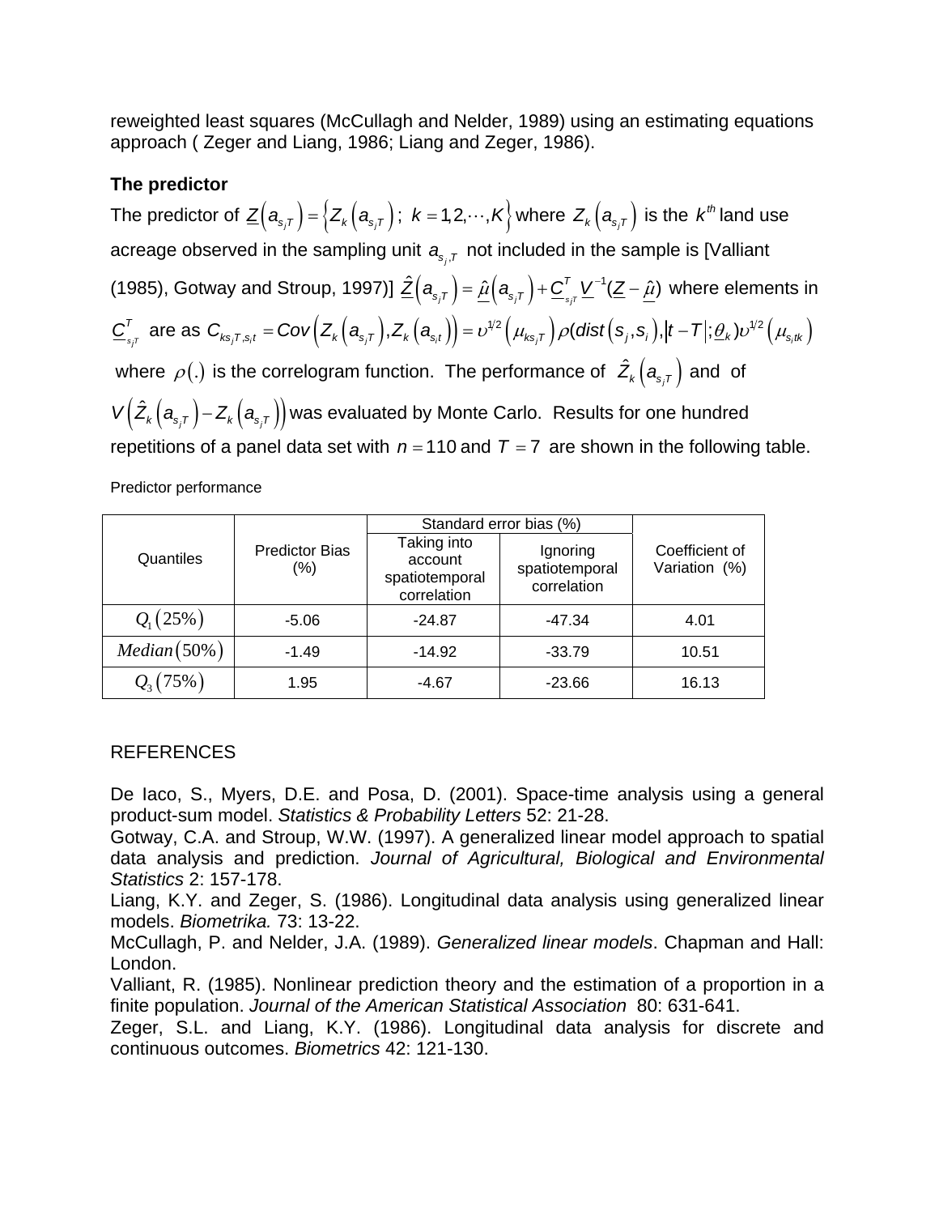reweighted least squares (McCullagh and Nelder, 1989) using an estimating equations approach ( Zeger and Liang, 1986; Liang and Zeger, 1986).

**The predictor**

The predictor of $\underline{Z}\left(a_{s_jT}\right) = \left\{Z_k\left(a_{s_jT}\right);\ k = 1,2,\cdots,K\right\}$ where $Z_k\left(a_{s_jT}\right)$ is the $k^{th}$ land use acreage observed in the sampling unit $a_{s_j,T}$ not included in the sample is [Valliant (1985), Gotway and Stroup, 1997)] $\hat{\underline{Z}}\left(a_{s_jT}\right) = \hat{\underline{\mu}}\left(a_{s_jT}\right) + \underline{C}^T_{s_jT}\underline{V}^{-1}(\underline{Z} - \hat{\underline{\mu}})$ where elements in $\underline{C}^T_{s_jT}$ are as $C_{ks_jT,s_it} = Cov\left(Z_k\left(a_{s_jT}\right), Z_k\left(a_{s_it}\right)\right) = \upsilon^{1/2}\left(\mu_{ks_jT}\right)\rho(dist\left(s_j, s_i\right), |t-T|;\underline{\theta}_k)\upsilon^{1/2}\left(\mu_{s_itk}\right)$ where $\rho(.)$ is the correlogram function. The performance of $\hat{Z}_k\left(a_{s_jT}\right)$ and of $V\left(\hat{Z}_k\left(a_{s_jT}\right) - Z_k\left(a_{s_jT}\right)\right)$ was evaluated by Monte Carlo. Results for one hundred repetitions of a panel data set with $n = 110$ and $T = 7$ are shown in the following table.

Predictor performance

| Quantiles | Predictor Bias (%) | Standard error bias (%) | | Coefficient of Variation (%) |
|---|---|---|---|---|
| | | Taking into account spatiotemporal correlation | Ignoring spatiotemporal correlation | |
| $Q_1(25\%)$ | -5.06 | -24.87 | -47.34 | 4.01 |
| $Median(50\%)$ | -1.49 | -14.92 | -33.79 | 10.51 |
| $Q_3(75\%)$ | 1.95 | -4.67 | -23.66 | 16.13 |

REFERENCES

De Iaco, S., Myers, D.E. and Posa, D. (2001). Space-time analysis using a general product-sum model. *Statistics & Probability Letters* 52: 21-28.

Gotway, C.A. and Stroup, W.W. (1997). A generalized linear model approach to spatial data analysis and prediction. *Journal of Agricultural, Biological and Environmental Statistics* 2: 157-178.

Liang, K.Y. and Zeger, S. (1986). Longitudinal data analysis using generalized linear models. *Biometrika.* 73: 13-22.

McCullagh, P. and Nelder, J.A. (1989). *Generalized linear models*. Chapman and Hall: London.

Valliant, R. (1985). Nonlinear prediction theory and the estimation of a proportion in a finite population. *Journal of the American Statistical Association* 80: 631-641.

Zeger, S.L. and Liang, K.Y. (1986). Longitudinal data analysis for discrete and continuous outcomes. *Biometrics* 42: 121-130.